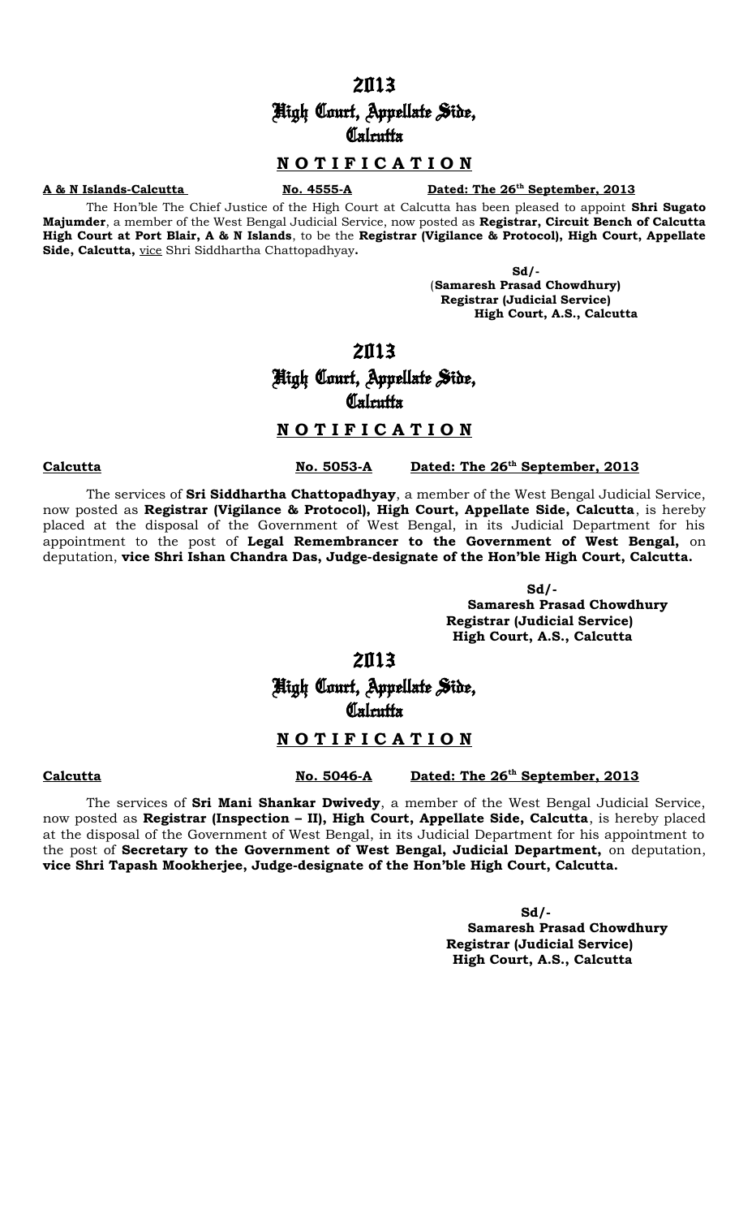# 2013
# High Court, Appellate Side,
# Calcutta

## N O T I F I C A T I O N

**A & N Islands-Calcutta** **No. 4555-A** **Dated: The 26th September, 2013**

The Hon'ble The Chief Justice of the High Court at Calcutta has been pleased to appoint **Shri Sugato Majumder**, a member of the West Bengal Judicial Service, now posted as **Registrar, Circuit Bench of Calcutta High Court at Port Blair, A & N Islands**, to be the **Registrar (Vigilance & Protocol), High Court, Appellate Side, Calcutta,** vice Shri Siddhartha Chattopadhyay**.**

**Sd/-**
**(Samaresh Prasad Chowdhury)**
**Registrar (Judicial Service)**
**High Court, A.S., Calcutta**

# 2013
# High Court, Appellate Side,
# Calcutta

## N O T I F I C A T I O N

**Calcutta** **No. 5053-A** **Dated: The 26th September, 2013**

The services of **Sri Siddhartha Chattopadhyay**, a member of the West Bengal Judicial Service, now posted as **Registrar (Vigilance & Protocol), High Court, Appellate Side, Calcutta**, is hereby placed at the disposal of the Government of West Bengal, in its Judicial Department for his appointment to the post of **Legal Remembrancer to the Government of West Bengal,** on deputation, **vice Shri Ishan Chandra Das, Judge-designate of the Hon'ble High Court, Calcutta.**

**Sd/-**
**Samaresh Prasad Chowdhury**
**Registrar (Judicial Service)**
**High Court, A.S., Calcutta**

# 2013
# High Court, Appellate Side,
# Calcutta

## N O T I F I C A T I O N

**Calcutta** **No. 5046-A** **Dated: The 26th September, 2013**

The services of **Sri Mani Shankar Dwivedy**, a member of the West Bengal Judicial Service, now posted as **Registrar (Inspection – II), High Court, Appellate Side, Calcutta**, is hereby placed at the disposal of the Government of West Bengal, in its Judicial Department for his appointment to the post of **Secretary to the Government of West Bengal, Judicial Department,** on deputation, **vice Shri Tapash Mookherjee, Judge-designate of the Hon'ble High Court, Calcutta.**

**Sd/-**
**Samaresh Prasad Chowdhury**
**Registrar (Judicial Service)**
**High Court, A.S., Calcutta**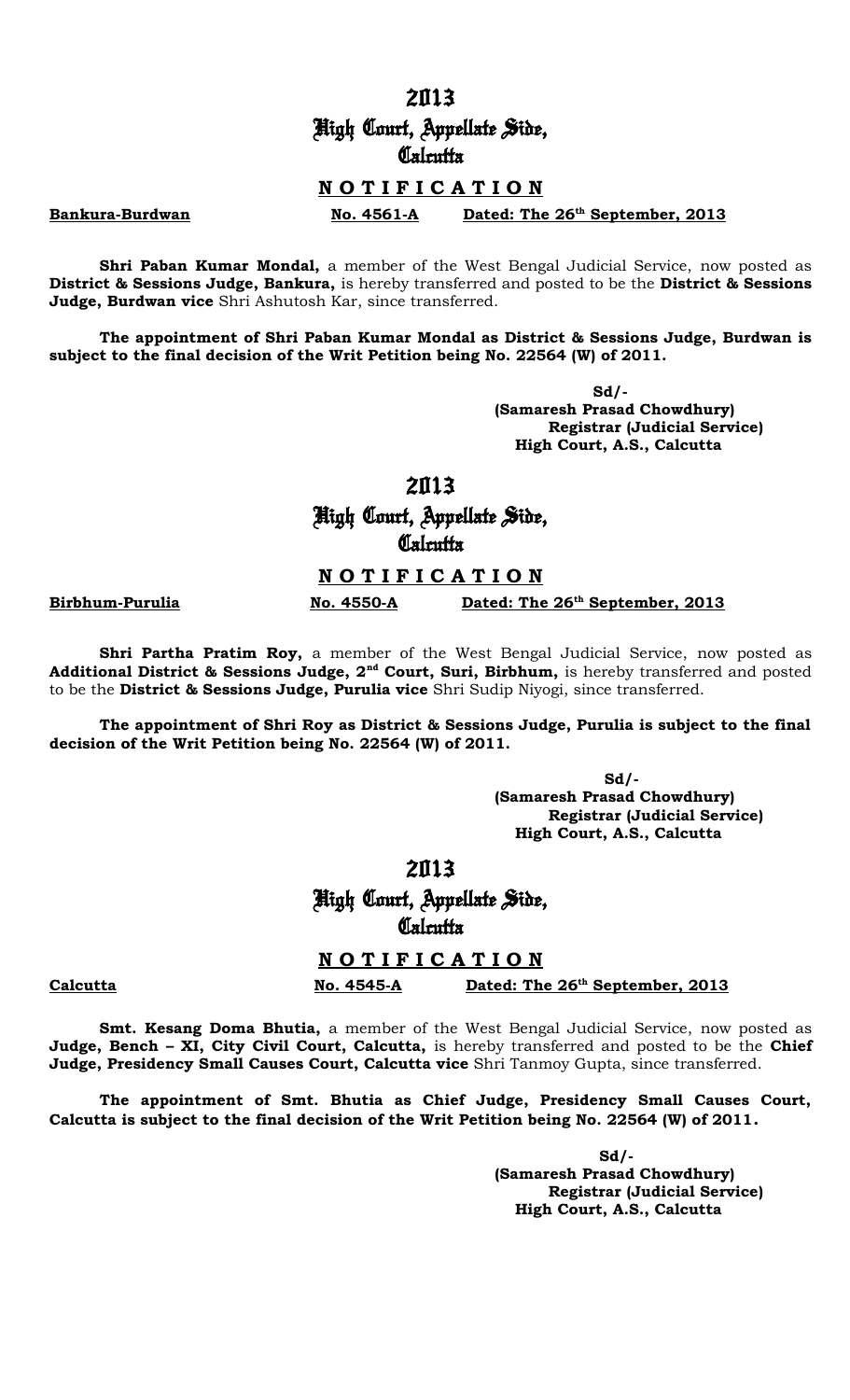# 2013

# High Court, Appellate Side, Calcutta

## **NOTIFICATION**

**Bankura-Burdwan** **No. 4561-A** **Dated: The 26th September, 2013**

**Shri Paban Kumar Mondal,** a member of the West Bengal Judicial Service, now posted as **District & Sessions Judge, Bankura,** is hereby transferred and posted to be the **District & Sessions Judge, Burdwan vice** Shri Ashutosh Kar, since transferred.

**The appointment of Shri Paban Kumar Mondal as District & Sessions Judge, Burdwan is subject to the final decision of the Writ Petition being No. 22564 (W) of 2011.**

**Sd/-**
**(Samaresh Prasad Chowdhury)**
**Registrar (Judicial Service)**
**High Court, A.S., Calcutta**

# 2013

# High Court, Appellate Side, Calcutta

## **NOTIFICATION**

**Birbhum-Purulia** **No. 4550-A** **Dated: The 26th September, 2013**

**Shri Partha Pratim Roy,** a member of the West Bengal Judicial Service, now posted as **Additional District & Sessions Judge, 2nd Court, Suri, Birbhum,** is hereby transferred and posted to be the **District & Sessions Judge, Purulia vice** Shri Sudip Niyogi, since transferred.

**The appointment of Shri Roy as District & Sessions Judge, Purulia is subject to the final decision of the Writ Petition being No. 22564 (W) of 2011.**

**Sd/-**
**(Samaresh Prasad Chowdhury)**
**Registrar (Judicial Service)**
**High Court, A.S., Calcutta**

# 2013

# High Court, Appellate Side, Calcutta

## **NOTIFICATION**

**Calcutta** **No. 4545-A** **Dated: The 26th September, 2013**

**Smt. Kesang Doma Bhutia,** a member of the West Bengal Judicial Service, now posted as **Judge, Bench – XI, City Civil Court, Calcutta,** is hereby transferred and posted to be the **Chief Judge, Presidency Small Causes Court, Calcutta vice** Shri Tanmoy Gupta, since transferred.

**The appointment of Smt. Bhutia as Chief Judge, Presidency Small Causes Court, Calcutta is subject to the final decision of the Writ Petition being No. 22564 (W) of 2011.**

**Sd/-**
**(Samaresh Prasad Chowdhury)**
**Registrar (Judicial Service)**
**High Court, A.S., Calcutta**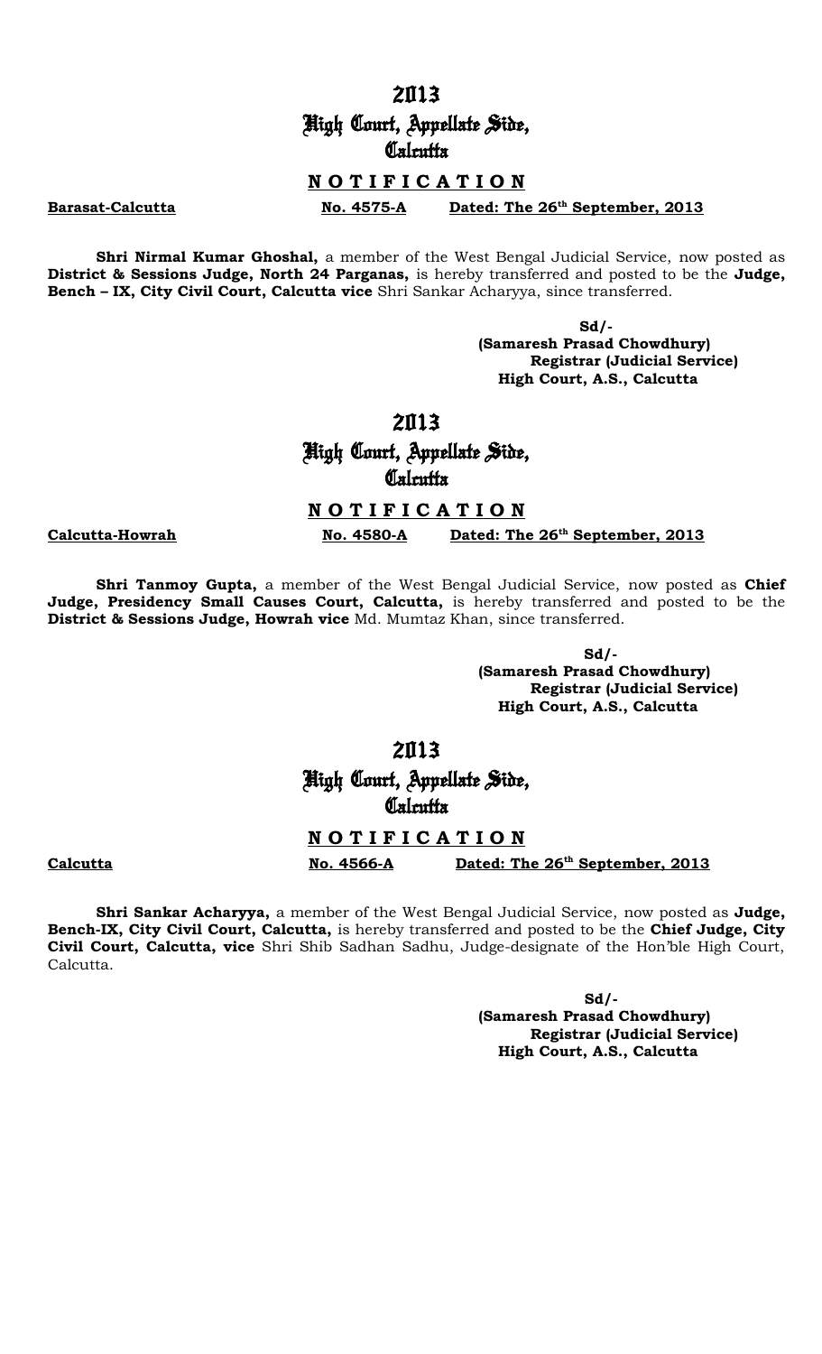# 2013
# High Court, Appellate Side,
# Calcutta

## N O T I F I C A T I O N

**Barasat-Calcutta** **No. 4575-A** **Dated: The 26th September, 2013**

**Shri Nirmal Kumar Ghoshal,** a member of the West Bengal Judicial Service, now posted as **District & Sessions Judge, North 24 Parganas,** is hereby transferred and posted to be the **Judge, Bench – IX, City Civil Court, Calcutta vice** Shri Sankar Acharyya, since transferred.

**Sd/-**
**(Samaresh Prasad Chowdhury)**
**Registrar (Judicial Service)**
**High Court, A.S., Calcutta**

# 2013
# High Court, Appellate Side,
# Calcutta

## N O T I F I C A T I O N

**Calcutta-Howrah** **No. 4580-A** **Dated: The 26th September, 2013**

**Shri Tanmoy Gupta,** a member of the West Bengal Judicial Service, now posted as **Chief Judge, Presidency Small Causes Court, Calcutta,** is hereby transferred and posted to be the **District & Sessions Judge, Howrah vice** Md. Mumtaz Khan, since transferred.

**Sd/-**
**(Samaresh Prasad Chowdhury)**
**Registrar (Judicial Service)**
**High Court, A.S., Calcutta**

# 2013
# High Court, Appellate Side,
# Calcutta

## N O T I F I C A T I O N

**Calcutta** **No. 4566-A** **Dated: The 26th September, 2013**

**Shri Sankar Acharyya,** a member of the West Bengal Judicial Service, now posted as **Judge, Bench-IX, City Civil Court, Calcutta,** is hereby transferred and posted to be the **Chief Judge, City Civil Court, Calcutta, vice** Shri Shib Sadhan Sadhu, Judge-designate of the Hon'ble High Court, Calcutta.

**Sd/-**
**(Samaresh Prasad Chowdhury)**
**Registrar (Judicial Service)**
**High Court, A.S., Calcutta**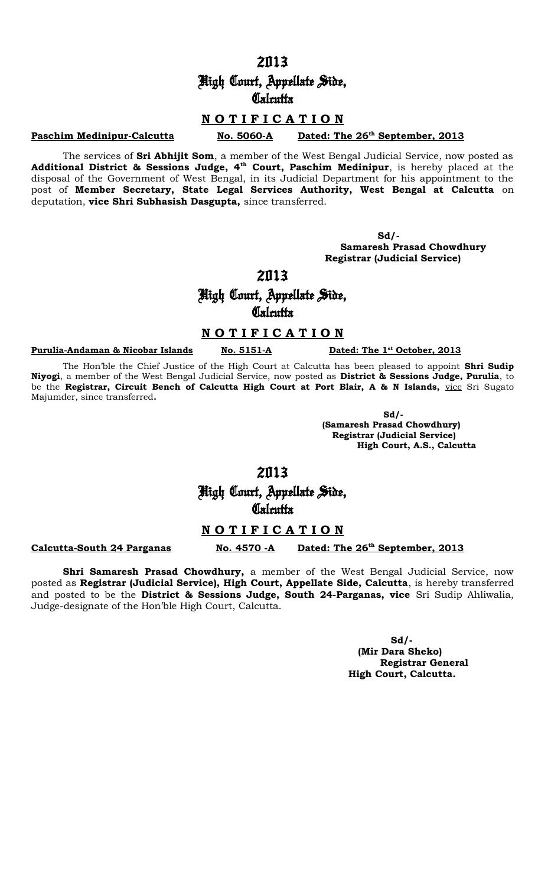# 2013
## High Court, Appellate Side, Calcutta

### N O T I F I C A T I O N

**Paschim Medinipur-Calcutta** **No. 5060-A** **Dated: The 26th September, 2013**

The services of **Sri Abhijit Som**, a member of the West Bengal Judicial Service, now posted as **Additional District & Sessions Judge, 4th Court, Paschim Medinipur**, is hereby placed at the disposal of the Government of West Bengal, in its Judicial Department for his appointment to the post of **Member Secretary, State Legal Services Authority, West Bengal at Calcutta** on deputation, **vice Shri Subhasish Dasgupta,** since transferred.

**Sd/-**
**Samaresh Prasad Chowdhury**
**Registrar (Judicial Service)**

# 2013
## High Court, Appellate Side, Calcutta

### N O T I F I C A T I O N

**Purulia-Andaman & Nicobar Islands** **No. 5151-A** **Dated: The 1st October, 2013**

The Hon'ble the Chief Justice of the High Court at Calcutta has been pleased to appoint **Shri Sudip Niyogi**, a member of the West Bengal Judicial Service, now posted as **District & Sessions Judge, Purulia**, to be the **Registrar, Circuit Bench of Calcutta High Court at Port Blair, A & N Islands,** vice Sri Sugato Majumder, since transferred**.**

**Sd/-**
**(Samaresh Prasad Chowdhury)**
**Registrar (Judicial Service)**
**High Court, A.S., Calcutta**

# 2013
## High Court, Appellate Side, Calcutta

### N O T I F I C A T I O N

**Calcutta-South 24 Parganas** **No. 4570 -A** **Dated: The 26th September, 2013**

**Shri Samaresh Prasad Chowdhury,** a member of the West Bengal Judicial Service, now posted as **Registrar (Judicial Service), High Court, Appellate Side, Calcutta**, is hereby transferred and posted to be the **District & Sessions Judge, South 24-Parganas, vice** Sri Sudip Ahliwalia, Judge-designate of the Hon'ble High Court, Calcutta.

**Sd/-**
**(Mir Dara Sheko)**
**Registrar General**
**High Court, Calcutta.**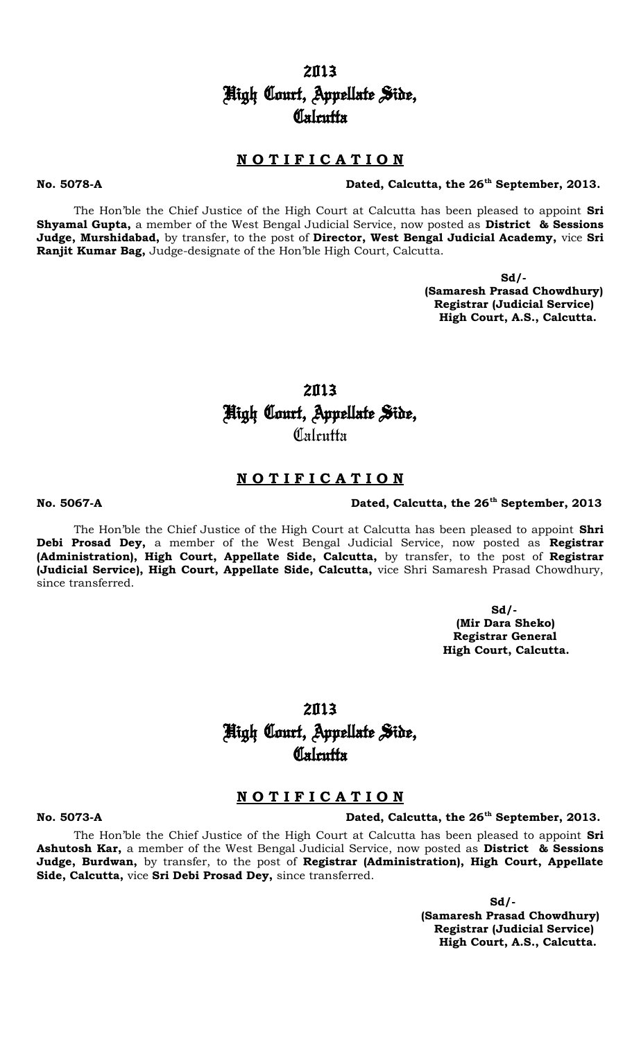# 2013
# High Court, Appellate Side, Calcutta

## NOTIFICATION

**No. 5078-A** **Dated, Calcutta, the 26th September, 2013.**

The Hon'ble the Chief Justice of the High Court at Calcutta has been pleased to appoint **Sri Shyamal Gupta,** a member of the West Bengal Judicial Service, now posted as **District & Sessions Judge, Murshidabad,** by transfer, to the post of **Director, West Bengal Judicial Academy,** vice **Sri Ranjit Kumar Bag,** Judge-designate of the Hon'ble High Court, Calcutta.

**Sd/-**
**(Samaresh Prasad Chowdhury)**
**Registrar (Judicial Service)**
**High Court, A.S., Calcutta.**

# 2013
# High Court, Appellate Side, Calcutta

## NOTIFICATION

**No. 5067-A** **Dated, Calcutta, the 26th September, 2013**

The Hon'ble the Chief Justice of the High Court at Calcutta has been pleased to appoint **Shri Debi Prosad Dey,** a member of the West Bengal Judicial Service, now posted as **Registrar (Administration), High Court, Appellate Side, Calcutta,** by transfer, to the post of **Registrar (Judicial Service), High Court, Appellate Side, Calcutta,** vice Shri Samaresh Prasad Chowdhury, since transferred.

**Sd/-**
**(Mir Dara Sheko)**
**Registrar General**
**High Court, Calcutta.**

# 2013
# High Court, Appellate Side, Calcutta

## NOTIFICATION

**No. 5073-A** **Dated, Calcutta, the 26th September, 2013.**

The Hon'ble the Chief Justice of the High Court at Calcutta has been pleased to appoint **Sri Ashutosh Kar,** a member of the West Bengal Judicial Service, now posted as **District & Sessions Judge, Burdwan,** by transfer, to the post of **Registrar (Administration), High Court, Appellate Side, Calcutta,** vice **Sri Debi Prosad Dey,** since transferred.

**Sd/-**
**(Samaresh Prasad Chowdhury)**
**Registrar (Judicial Service)**
**High Court, A.S., Calcutta.**